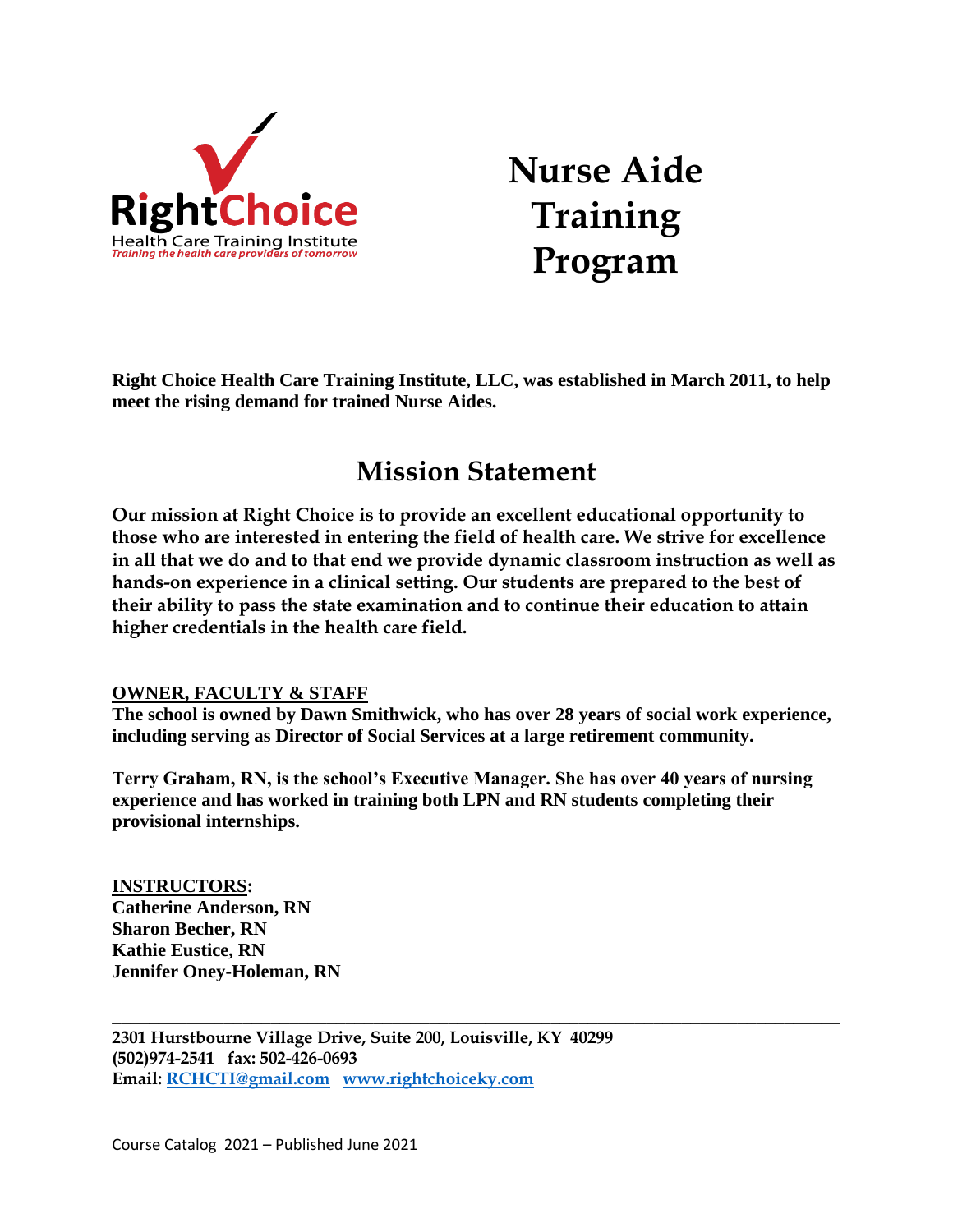RightChoice
Health Care Training Institute
*Training the health care providers of tomorrow*

# Nurse Aide Training Program

**Right Choice Health Care Training Institute, LLC, was established in March 2011, to help meet the rising demand for trained Nurse Aides.**

## Mission Statement

**Our mission at Right Choice is to provide an excellent educational opportunity to those who are interested in entering the field of health care. We strive for excellence in all that we do and to that end we provide dynamic classroom instruction as well as hands-on experience in a clinical setting. Our students are prepared to the best of their ability to pass the state examination and to continue their education to attain higher credentials in the health care field.**

**OWNER, FACULTY & STAFF**

**The school is owned by Dawn Smithwick, who has over 28 years of social work experience, including serving as Director of Social Services at a large retirement community.**

**Terry Graham, RN, is the school's Executive Manager. She has over 40 years of nursing experience and has worked in training both LPN and RN students completing their provisional internships.**

**INSTRUCTORS:**

**Catherine Anderson, RN**
**Sharon Becher, RN**
**Kathie Eustice, RN**
**Jennifer Oney-Holeman, RN**

---

**2301 Hurstbourne Village Drive, Suite 200, Louisville, KY 40299**
**(502)974-2541 fax: 502-426-0693**
**Email: RCHCTI@gmail.com www.rightchoiceky.com**

Course Catalog 2021 – Published June 2021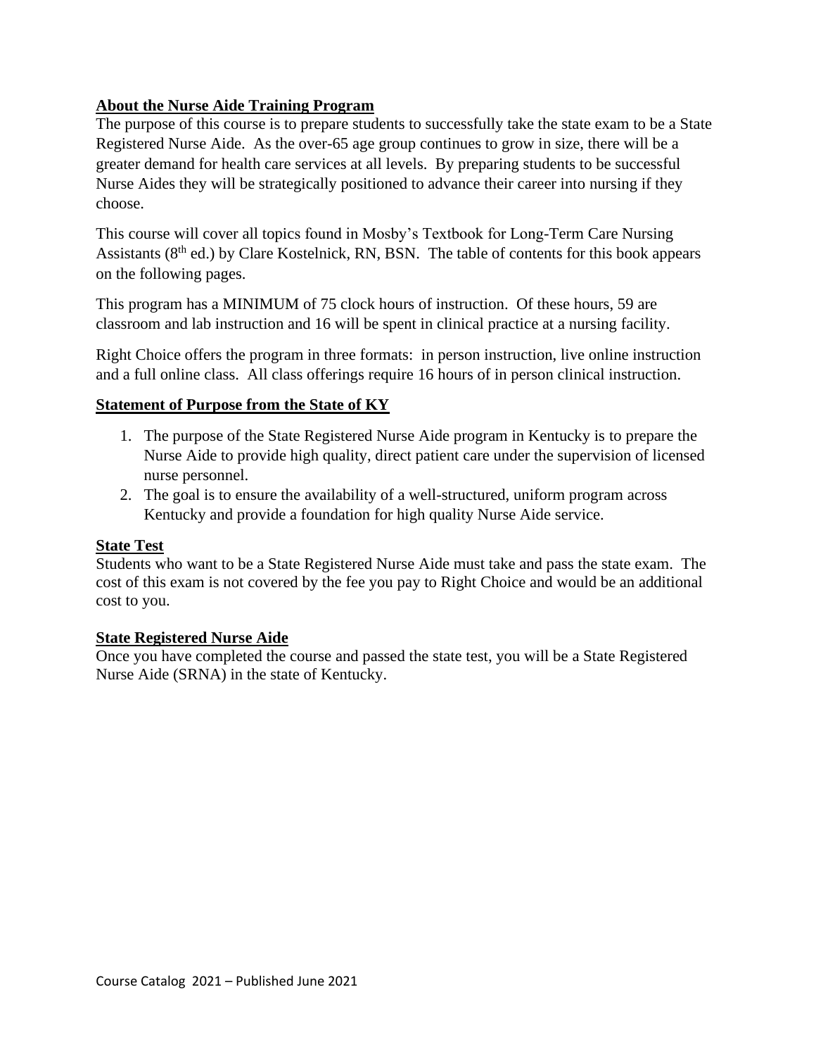## About the Nurse Aide Training Program

The purpose of this course is to prepare students to successfully take the state exam to be a State Registered Nurse Aide. As the over-65 age group continues to grow in size, there will be a greater demand for health care services at all levels. By preparing students to be successful Nurse Aides they will be strategically positioned to advance their career into nursing if they choose.

This course will cover all topics found in Mosby's Textbook for Long-Term Care Nursing Assistants (8th ed.) by Clare Kostelnick, RN, BSN. The table of contents for this book appears on the following pages.

This program has a MINIMUM of 75 clock hours of instruction. Of these hours, 59 are classroom and lab instruction and 16 will be spent in clinical practice at a nursing facility.

Right Choice offers the program in three formats: in person instruction, live online instruction and a full online class. All class offerings require 16 hours of in person clinical instruction.

## Statement of Purpose from the State of KY

1. The purpose of the State Registered Nurse Aide program in Kentucky is to prepare the Nurse Aide to provide high quality, direct patient care under the supervision of licensed nurse personnel.
2. The goal is to ensure the availability of a well-structured, uniform program across Kentucky and provide a foundation for high quality Nurse Aide service.

## State Test

Students who want to be a State Registered Nurse Aide must take and pass the state exam. The cost of this exam is not covered by the fee you pay to Right Choice and would be an additional cost to you.

## State Registered Nurse Aide

Once you have completed the course and passed the state test, you will be a State Registered Nurse Aide (SRNA) in the state of Kentucky.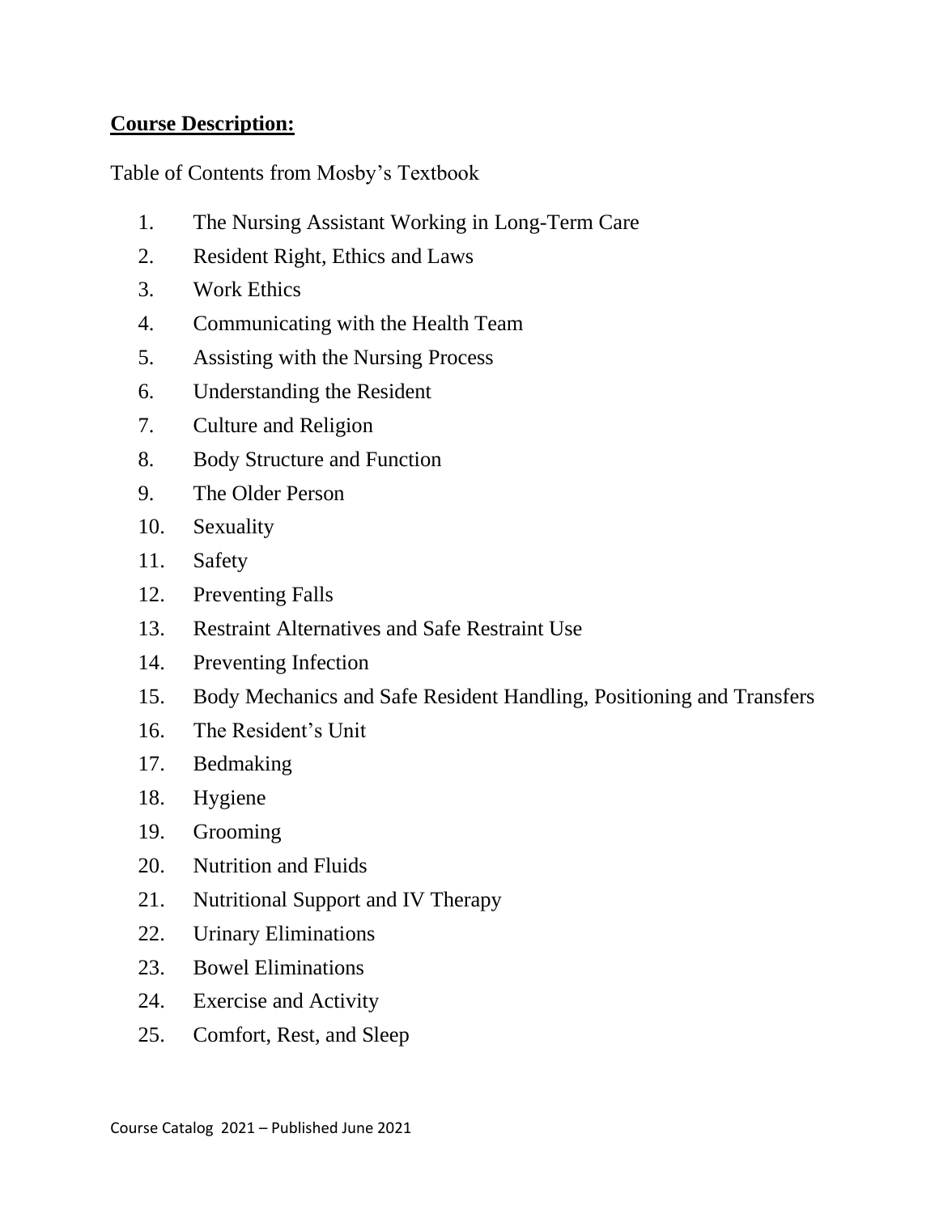## **Course Description:**

Table of Contents from Mosby's Textbook

1. The Nursing Assistant Working in Long-Term Care
2. Resident Right, Ethics and Laws
3. Work Ethics
4. Communicating with the Health Team
5. Assisting with the Nursing Process
6. Understanding the Resident
7. Culture and Religion
8. Body Structure and Function
9. The Older Person
10. Sexuality
11. Safety
12. Preventing Falls
13. Restraint Alternatives and Safe Restraint Use
14. Preventing Infection
15. Body Mechanics and Safe Resident Handling, Positioning and Transfers
16. The Resident's Unit
17. Bedmaking
18. Hygiene
19. Grooming
20. Nutrition and Fluids
21. Nutritional Support and IV Therapy
22. Urinary Eliminations
23. Bowel Eliminations
24. Exercise and Activity
25. Comfort, Rest, and Sleep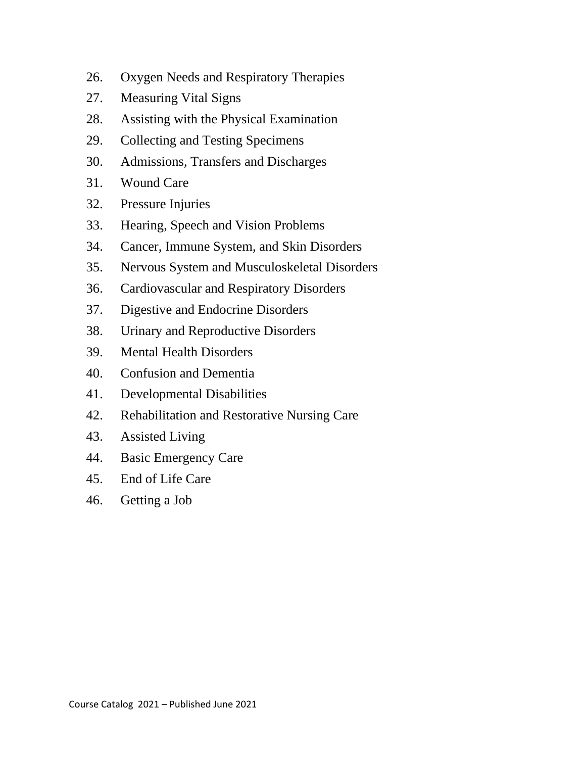26. Oxygen Needs and Respiratory Therapies
27. Measuring Vital Signs
28. Assisting with the Physical Examination
29. Collecting and Testing Specimens
30. Admissions, Transfers and Discharges
31. Wound Care
32. Pressure Injuries
33. Hearing, Speech and Vision Problems
34. Cancer, Immune System, and Skin Disorders
35. Nervous System and Musculoskeletal Disorders
36. Cardiovascular and Respiratory Disorders
37. Digestive and Endocrine Disorders
38. Urinary and Reproductive Disorders
39. Mental Health Disorders
40. Confusion and Dementia
41. Developmental Disabilities
42. Rehabilitation and Restorative Nursing Care
43. Assisted Living
44. Basic Emergency Care
45. End of Life Care
46. Getting a Job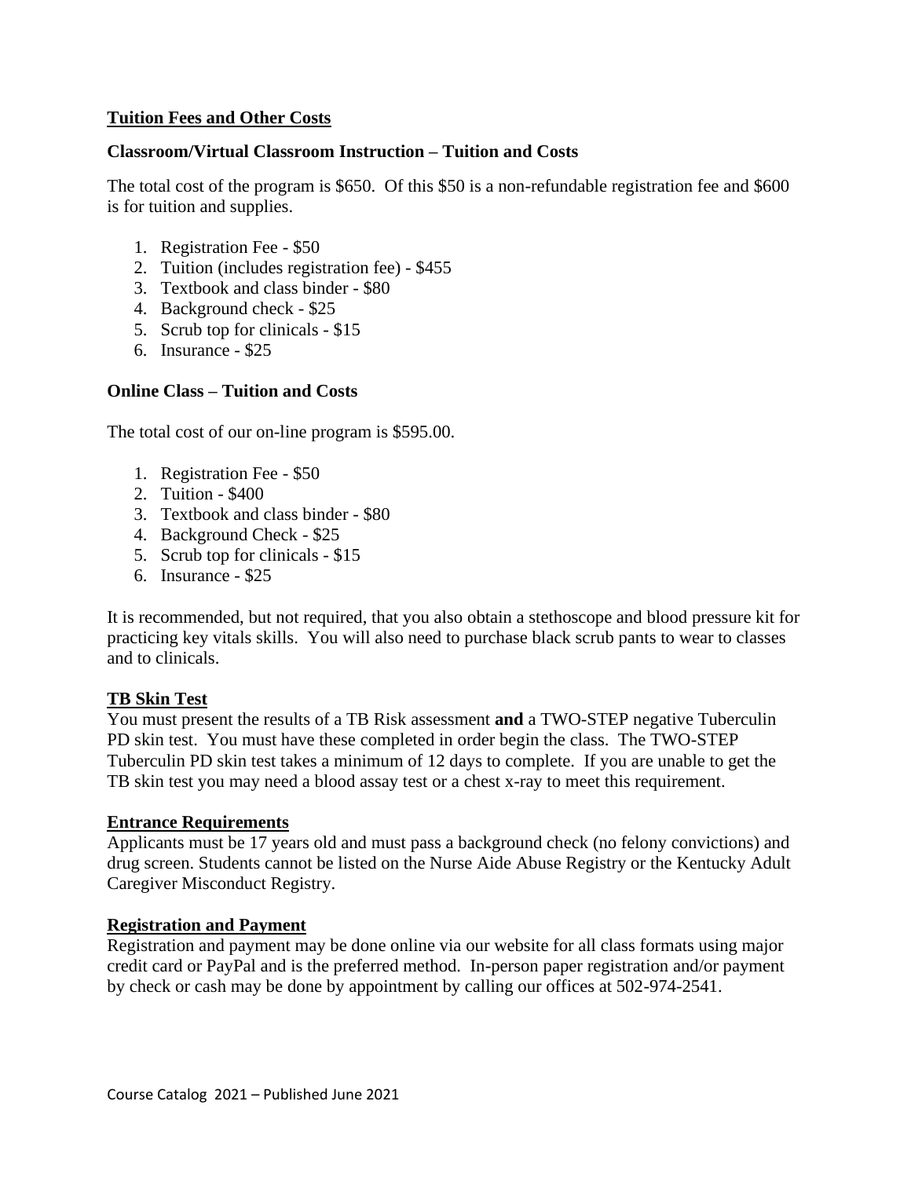## Tuition Fees and Other Costs

### Classroom/Virtual Classroom Instruction – Tuition and Costs

The total cost of the program is $650. Of this $50 is a non-refundable registration fee and $600 is for tuition and supplies.

1. Registration Fee - $50
2. Tuition (includes registration fee) - $455
3. Textbook and class binder - $80
4. Background check - $25
5. Scrub top for clinicals - $15
6. Insurance - $25

### Online Class – Tuition and Costs

The total cost of our on-line program is $595.00.

1. Registration Fee - $50
2. Tuition - $400
3. Textbook and class binder - $80
4. Background Check - $25
5. Scrub top for clinicals - $15
6. Insurance - $25

It is recommended, but not required, that you also obtain a stethoscope and blood pressure kit for practicing key vitals skills. You will also need to purchase black scrub pants to wear to classes and to clinicals.

## TB Skin Test

You must present the results of a TB Risk assessment **and** a TWO-STEP negative Tuberculin PD skin test. You must have these completed in order begin the class. The TWO-STEP Tuberculin PD skin test takes a minimum of 12 days to complete. If you are unable to get the TB skin test you may need a blood assay test or a chest x-ray to meet this requirement.

## Entrance Requirements

Applicants must be 17 years old and must pass a background check (no felony convictions) and drug screen. Students cannot be listed on the Nurse Aide Abuse Registry or the Kentucky Adult Caregiver Misconduct Registry.

## Registration and Payment

Registration and payment may be done online via our website for all class formats using major credit card or PayPal and is the preferred method. In-person paper registration and/or payment by check or cash may be done by appointment by calling our offices at 502-974-2541.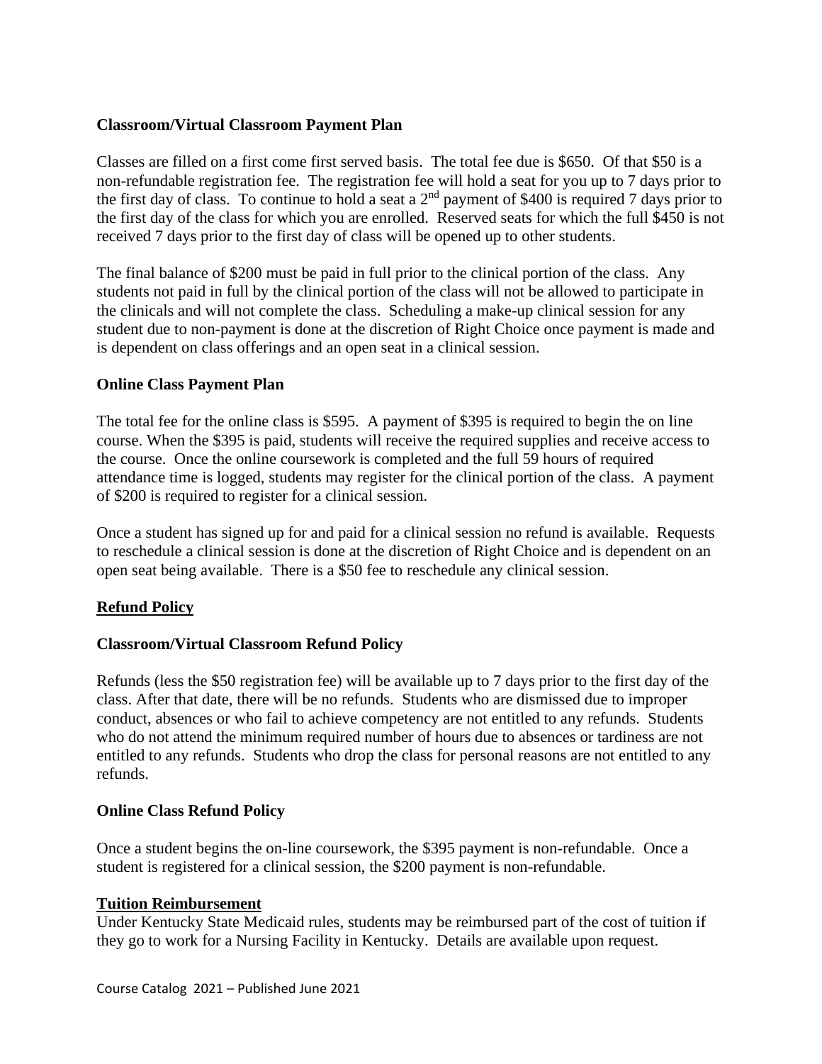**Classroom/Virtual Classroom Payment Plan**

Classes are filled on a first come first served basis. The total fee due is $650. Of that $50 is a non-refundable registration fee. The registration fee will hold a seat for you up to 7 days prior to the first day of class. To continue to hold a seat a 2nd payment of $400 is required 7 days prior to the first day of the class for which you are enrolled. Reserved seats for which the full $450 is not received 7 days prior to the first day of class will be opened up to other students.

The final balance of $200 must be paid in full prior to the clinical portion of the class. Any students not paid in full by the clinical portion of the class will not be allowed to participate in the clinicals and will not complete the class. Scheduling a make-up clinical session for any student due to non-payment is done at the discretion of Right Choice once payment is made and is dependent on class offerings and an open seat in a clinical session.

**Online Class Payment Plan**

The total fee for the online class is $595. A payment of $395 is required to begin the on line course. When the $395 is paid, students will receive the required supplies and receive access to the course. Once the online coursework is completed and the full 59 hours of required attendance time is logged, students may register for the clinical portion of the class. A payment of $200 is required to register for a clinical session.

Once a student has signed up for and paid for a clinical session no refund is available. Requests to reschedule a clinical session is done at the discretion of Right Choice and is dependent on an open seat being available. There is a $50 fee to reschedule any clinical session.

## Refund Policy

**Classroom/Virtual Classroom Refund Policy**

Refunds (less the $50 registration fee) will be available up to 7 days prior to the first day of the class. After that date, there will be no refunds. Students who are dismissed due to improper conduct, absences or who fail to achieve competency are not entitled to any refunds. Students who do not attend the minimum required number of hours due to absences or tardiness are not entitled to any refunds. Students who drop the class for personal reasons are not entitled to any refunds.

**Online Class Refund Policy**

Once a student begins the on-line coursework, the $395 payment is non-refundable. Once a student is registered for a clinical session, the $200 payment is non-refundable.

## Tuition Reimbursement

Under Kentucky State Medicaid rules, students may be reimbursed part of the cost of tuition if they go to work for a Nursing Facility in Kentucky. Details are available upon request.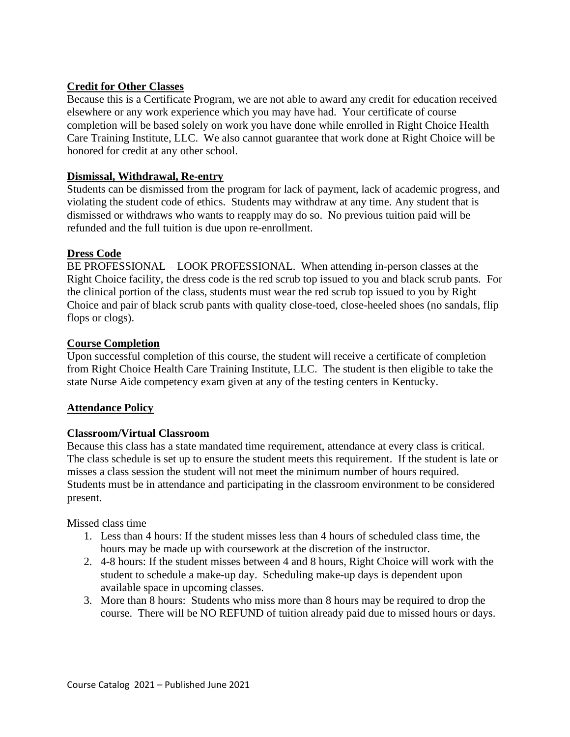**Credit for Other Classes**

Because this is a Certificate Program, we are not able to award any credit for education received elsewhere or any work experience which you may have had. Your certificate of course completion will be based solely on work you have done while enrolled in Right Choice Health Care Training Institute, LLC. We also cannot guarantee that work done at Right Choice will be honored for credit at any other school.

**Dismissal, Withdrawal, Re-entry**

Students can be dismissed from the program for lack of payment, lack of academic progress, and violating the student code of ethics. Students may withdraw at any time. Any student that is dismissed or withdraws who wants to reapply may do so. No previous tuition paid will be refunded and the full tuition is due upon re-enrollment.

**Dress Code**

BE PROFESSIONAL – LOOK PROFESSIONAL. When attending in-person classes at the Right Choice facility, the dress code is the red scrub top issued to you and black scrub pants. For the clinical portion of the class, students must wear the red scrub top issued to you by Right Choice and pair of black scrub pants with quality close-toed, close-heeled shoes (no sandals, flip flops or clogs).

**Course Completion**

Upon successful completion of this course, the student will receive a certificate of completion from Right Choice Health Care Training Institute, LLC. The student is then eligible to take the state Nurse Aide competency exam given at any of the testing centers in Kentucky.

**Attendance Policy**

**Classroom/Virtual Classroom**

Because this class has a state mandated time requirement, attendance at every class is critical. The class schedule is set up to ensure the student meets this requirement. If the student is late or misses a class session the student will not meet the minimum number of hours required. Students must be in attendance and participating in the classroom environment to be considered present.

Missed class time

1. Less than 4 hours: If the student misses less than 4 hours of scheduled class time, the hours may be made up with coursework at the discretion of the instructor.
2. 4-8 hours: If the student misses between 4 and 8 hours, Right Choice will work with the student to schedule a make-up day. Scheduling make-up days is dependent upon available space in upcoming classes.
3. More than 8 hours: Students who miss more than 8 hours may be required to drop the course. There will be NO REFUND of tuition already paid due to missed hours or days.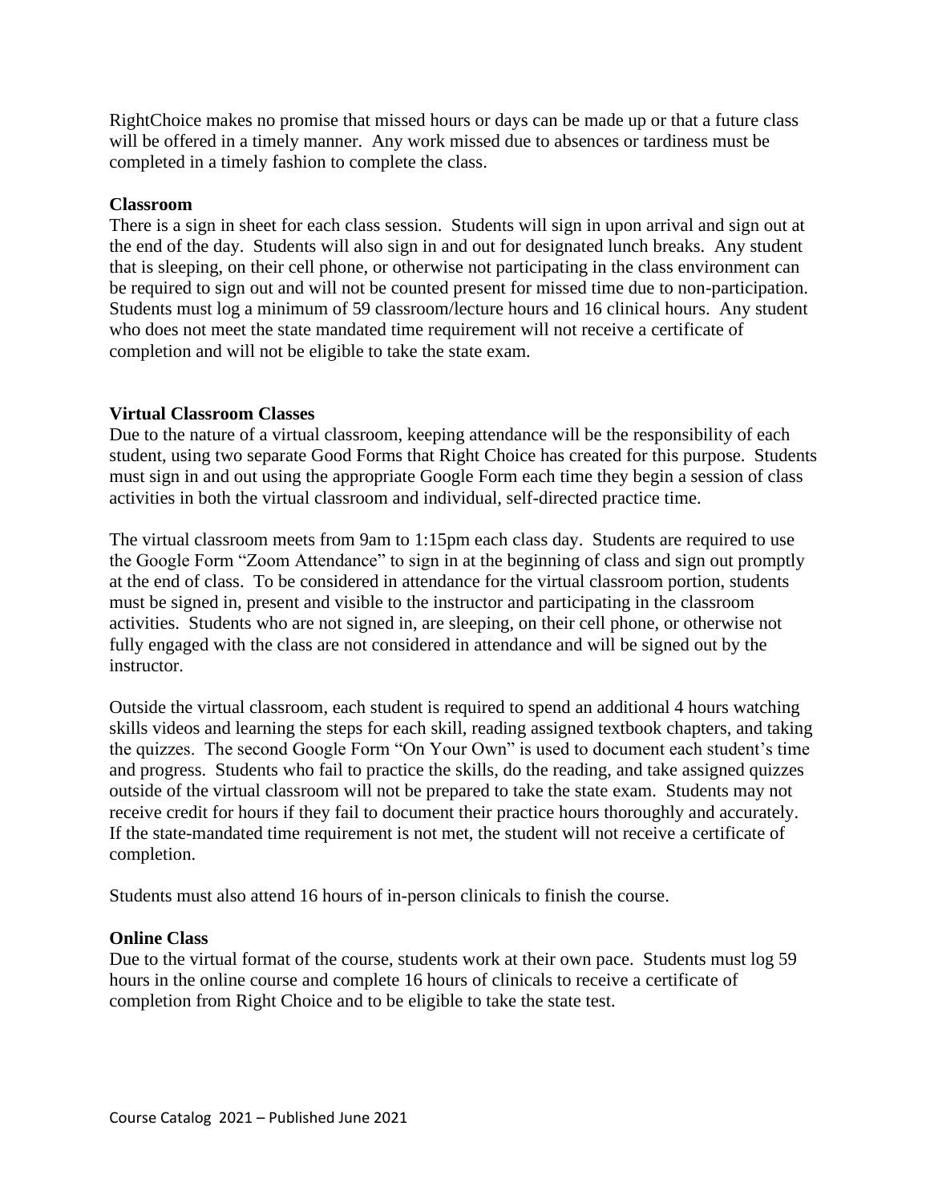RightChoice makes no promise that missed hours or days can be made up or that a future class will be offered in a timely manner. Any work missed due to absences or tardiness must be completed in a timely fashion to complete the class.

**Classroom**

There is a sign in sheet for each class session. Students will sign in upon arrival and sign out at the end of the day. Students will also sign in and out for designated lunch breaks. Any student that is sleeping, on their cell phone, or otherwise not participating in the class environment can be required to sign out and will not be counted present for missed time due to non-participation. Students must log a minimum of 59 classroom/lecture hours and 16 clinical hours. Any student who does not meet the state mandated time requirement will not receive a certificate of completion and will not be eligible to take the state exam.

**Virtual Classroom Classes**

Due to the nature of a virtual classroom, keeping attendance will be the responsibility of each student, using two separate Good Forms that Right Choice has created for this purpose. Students must sign in and out using the appropriate Google Form each time they begin a session of class activities in both the virtual classroom and individual, self-directed practice time.

The virtual classroom meets from 9am to 1:15pm each class day. Students are required to use the Google Form "Zoom Attendance" to sign in at the beginning of class and sign out promptly at the end of class. To be considered in attendance for the virtual classroom portion, students must be signed in, present and visible to the instructor and participating in the classroom activities. Students who are not signed in, are sleeping, on their cell phone, or otherwise not fully engaged with the class are not considered in attendance and will be signed out by the instructor.

Outside the virtual classroom, each student is required to spend an additional 4 hours watching skills videos and learning the steps for each skill, reading assigned textbook chapters, and taking the quizzes. The second Google Form "On Your Own" is used to document each student's time and progress. Students who fail to practice the skills, do the reading, and take assigned quizzes outside of the virtual classroom will not be prepared to take the state exam. Students may not receive credit for hours if they fail to document their practice hours thoroughly and accurately. If the state-mandated time requirement is not met, the student will not receive a certificate of completion.

Students must also attend 16 hours of in-person clinicals to finish the course.

**Online Class**

Due to the virtual format of the course, students work at their own pace. Students must log 59 hours in the online course and complete 16 hours of clinicals to receive a certificate of completion from Right Choice and to be eligible to take the state test.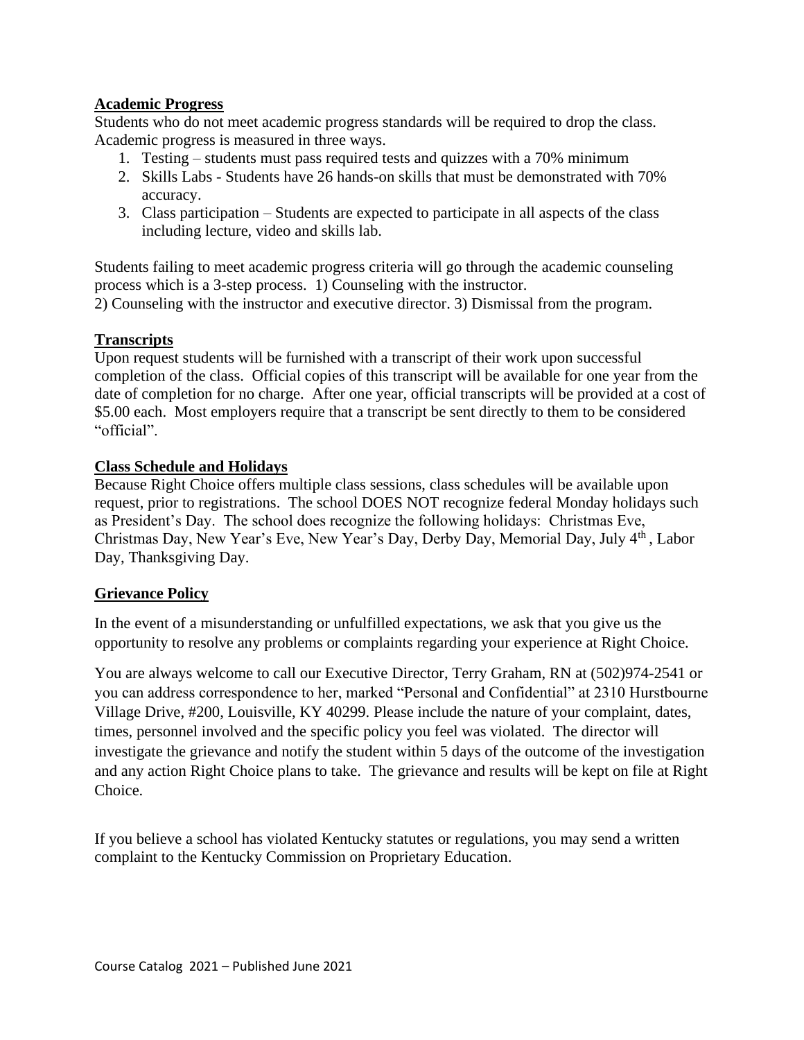## Academic Progress

Students who do not meet academic progress standards will be required to drop the class. Academic progress is measured in three ways.

1. Testing – students must pass required tests and quizzes with a 70% minimum
2. Skills Labs - Students have 26 hands-on skills that must be demonstrated with 70% accuracy.
3. Class participation – Students are expected to participate in all aspects of the class including lecture, video and skills lab.

Students failing to meet academic progress criteria will go through the academic counseling process which is a 3-step process. 1) Counseling with the instructor.
2) Counseling with the instructor and executive director. 3) Dismissal from the program.

## Transcripts

Upon request students will be furnished with a transcript of their work upon successful completion of the class. Official copies of this transcript will be available for one year from the date of completion for no charge. After one year, official transcripts will be provided at a cost of $5.00 each. Most employers require that a transcript be sent directly to them to be considered "official".

## Class Schedule and Holidays

Because Right Choice offers multiple class sessions, class schedules will be available upon request, prior to registrations. The school DOES NOT recognize federal Monday holidays such as President's Day. The school does recognize the following holidays: Christmas Eve, Christmas Day, New Year's Eve, New Year's Day, Derby Day, Memorial Day, July 4th, Labor Day, Thanksgiving Day.

## Grievance Policy

In the event of a misunderstanding or unfulfilled expectations, we ask that you give us the opportunity to resolve any problems or complaints regarding your experience at Right Choice.

You are always welcome to call our Executive Director, Terry Graham, RN at (502)974-2541 or you can address correspondence to her, marked "Personal and Confidential" at 2310 Hurstbourne Village Drive, #200, Louisville, KY 40299. Please include the nature of your complaint, dates, times, personnel involved and the specific policy you feel was violated. The director will investigate the grievance and notify the student within 5 days of the outcome of the investigation and any action Right Choice plans to take. The grievance and results will be kept on file at Right Choice.

If you believe a school has violated Kentucky statutes or regulations, you may send a written complaint to the Kentucky Commission on Proprietary Education.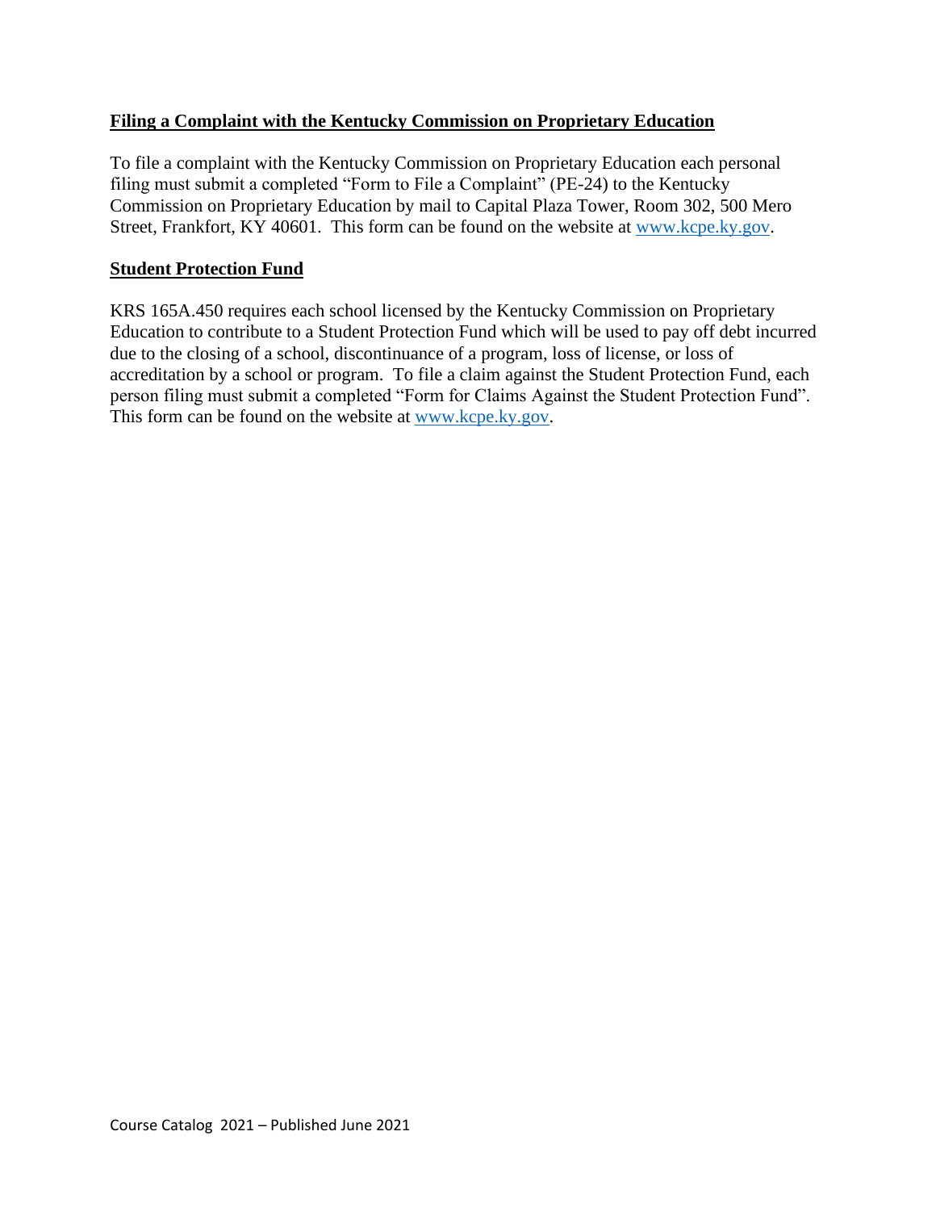## Filing a Complaint with the Kentucky Commission on Proprietary Education

To file a complaint with the Kentucky Commission on Proprietary Education each personal filing must submit a completed "Form to File a Complaint" (PE-24) to the Kentucky Commission on Proprietary Education by mail to Capital Plaza Tower, Room 302, 500 Mero Street, Frankfort, KY 40601. This form can be found on the website at www.kcpe.ky.gov.

## Student Protection Fund

KRS 165A.450 requires each school licensed by the Kentucky Commission on Proprietary Education to contribute to a Student Protection Fund which will be used to pay off debt incurred due to the closing of a school, discontinuance of a program, loss of license, or loss of accreditation by a school or program. To file a claim against the Student Protection Fund, each person filing must submit a completed "Form for Claims Against the Student Protection Fund". This form can be found on the website at www.kcpe.ky.gov.